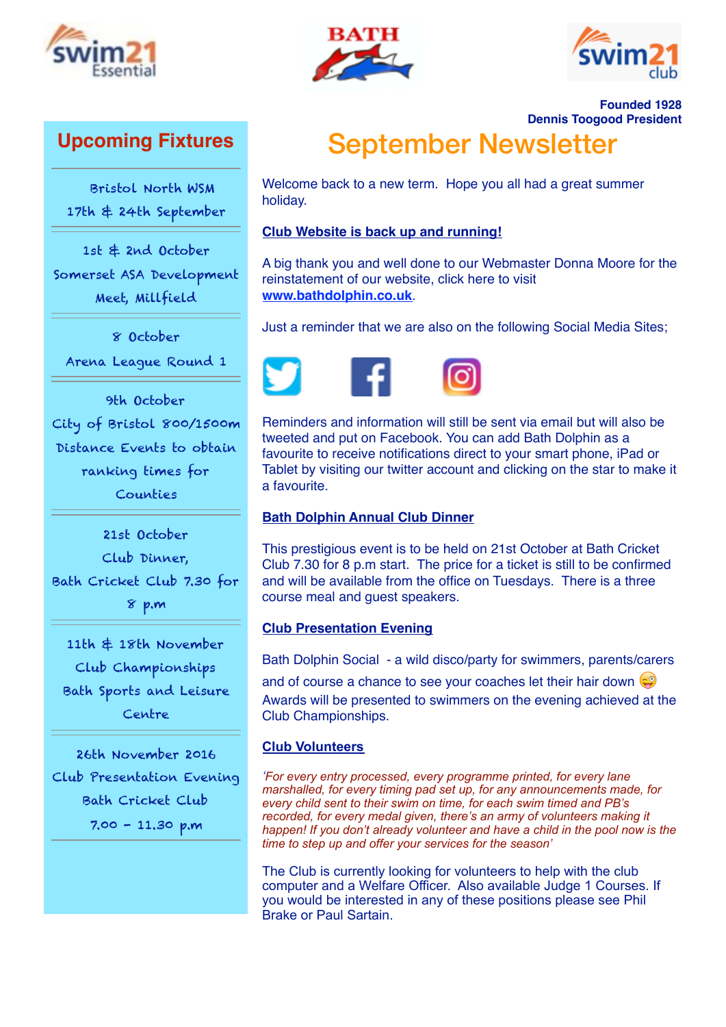Founded 1928
Dennis Toogood President

# September Newsletter

Welcome back to a new term. Hope you all had a great summer holiday.

**Club Website is back up and running!**

A big thank you and well done to our Webmaster Donna Moore for the reinstatement of our website, click here to visit **www.bathdolphin.co.uk**.

Just a reminder that we are also on the following Social Media Sites;

Reminders and information will still be sent via email but will also be tweeted and put on Facebook. You can add Bath Dolphin as a favourite to receive notifications direct to your smart phone, iPad or Tablet by visiting our twitter account and clicking on the star to make it a favourite.

**Bath Dolphin Annual Club Dinner**

This prestigious event is to be held on 21st October at Bath Cricket Club 7.30 for 8 p.m start. The price for a ticket is still to be confirmed and will be available from the office on Tuesdays. There is a three course meal and guest speakers.

**Club Presentation Evening**

Bath Dolphin Social - a wild disco/party for swimmers, parents/carers and of course a chance to see your coaches let their hair down 😜
Awards will be presented to swimmers on the evening achieved at the Club Championships.

**Club Volunteers**

*'For every entry processed, every programme printed, for every lane marshalled, for every timing pad set up, for any announcements made, for every child sent to their swim on time, for each swim timed and PB's recorded, for every medal given, there's an army of volunteers making it happen! If you don't already volunteer and have a child in the pool now is the time to step up and offer your services for the season'*

The Club is currently looking for volunteers to help with the club computer and a Welfare Officer. Also available Judge 1 Courses. If you would be interested in any of these positions please see Phil Brake or Paul Sartain.

## Upcoming Fixtures

Bristol North WSM
17th & 24th September

---

1st & 2nd October
Somerset ASA Development Meet, Millfield

---

8 October
Arena League Round 1

---

9th October
City of Bristol 800/1500m Distance Events to obtain ranking times for Counties

---

21st October
Club Dinner,
Bath Cricket Club 7.30 for 8 p.m

---

11th & 18th November
Club Championships
Bath Sports and Leisure Centre

---

26th November 2016
Club Presentation Evening
Bath Cricket Club
7.00 - 11.30 p.m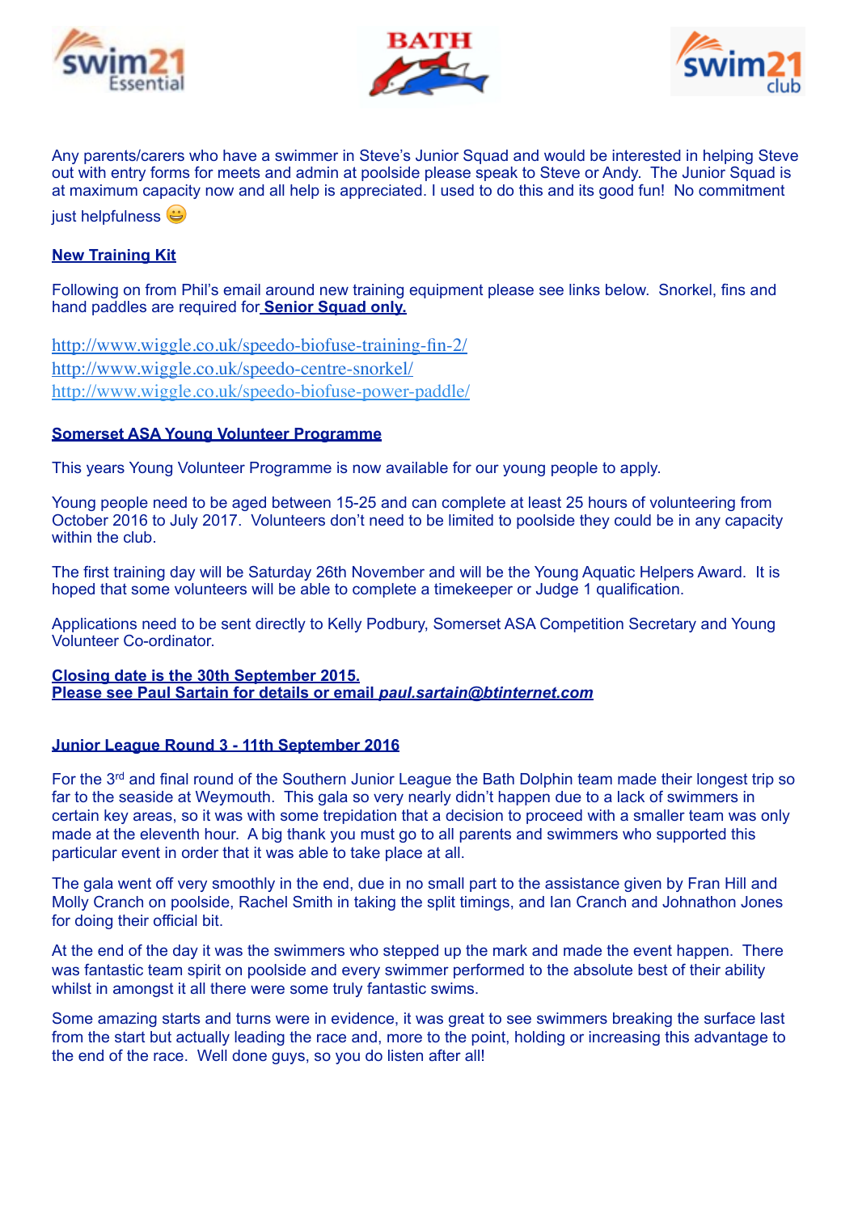Any parents/carers who have a swimmer in Steve's Junior Squad and would be interested in helping Steve out with entry forms for meets and admin at poolside please speak to Steve or Andy. The Junior Squad is at maximum capacity now and all help is appreciated. I used to do this and its good fun! No commitment just helpfulness 😀

**New Training Kit**

Following on from Phil's email around new training equipment please see links below. Snorkel, fins and hand paddles are required for **Senior Squad only.**

http://www.wiggle.co.uk/speedo-biofuse-training-fin-2/
http://www.wiggle.co.uk/speedo-centre-snorkel/
http://www.wiggle.co.uk/speedo-biofuse-power-paddle/

**Somerset ASA Young Volunteer Programme**

This years Young Volunteer Programme is now available for our young people to apply.

Young people need to be aged between 15-25 and can complete at least 25 hours of volunteering from October 2016 to July 2017. Volunteers don't need to be limited to poolside they could be in any capacity within the club.

The first training day will be Saturday 26th November and will be the Young Aquatic Helpers Award. It is hoped that some volunteers will be able to complete a timekeeper or Judge 1 qualification.

Applications need to be sent directly to Kelly Podbury, Somerset ASA Competition Secretary and Young Volunteer Co-ordinator.

**Closing date is the 30th September 2015.**
**Please see Paul Sartain for details or email *paul.sartain@btinternet.com***

**Junior League Round 3 - 11th September 2016**

For the 3rd and final round of the Southern Junior League the Bath Dolphin team made their longest trip so far to the seaside at Weymouth. This gala so very nearly didn't happen due to a lack of swimmers in certain key areas, so it was with some trepidation that a decision to proceed with a smaller team was only made at the eleventh hour. A big thank you must go to all parents and swimmers who supported this particular event in order that it was able to take place at all.

The gala went off very smoothly in the end, due in no small part to the assistance given by Fran Hill and Molly Cranch on poolside, Rachel Smith in taking the split timings, and Ian Cranch and Johnathon Jones for doing their official bit.

At the end of the day it was the swimmers who stepped up the mark and made the event happen. There was fantastic team spirit on poolside and every swimmer performed to the absolute best of their ability whilst in amongst it all there were some truly fantastic swims.

Some amazing starts and turns were in evidence, it was great to see swimmers breaking the surface last from the start but actually leading the race and, more to the point, holding or increasing this advantage to the end of the race. Well done guys, so you do listen after all!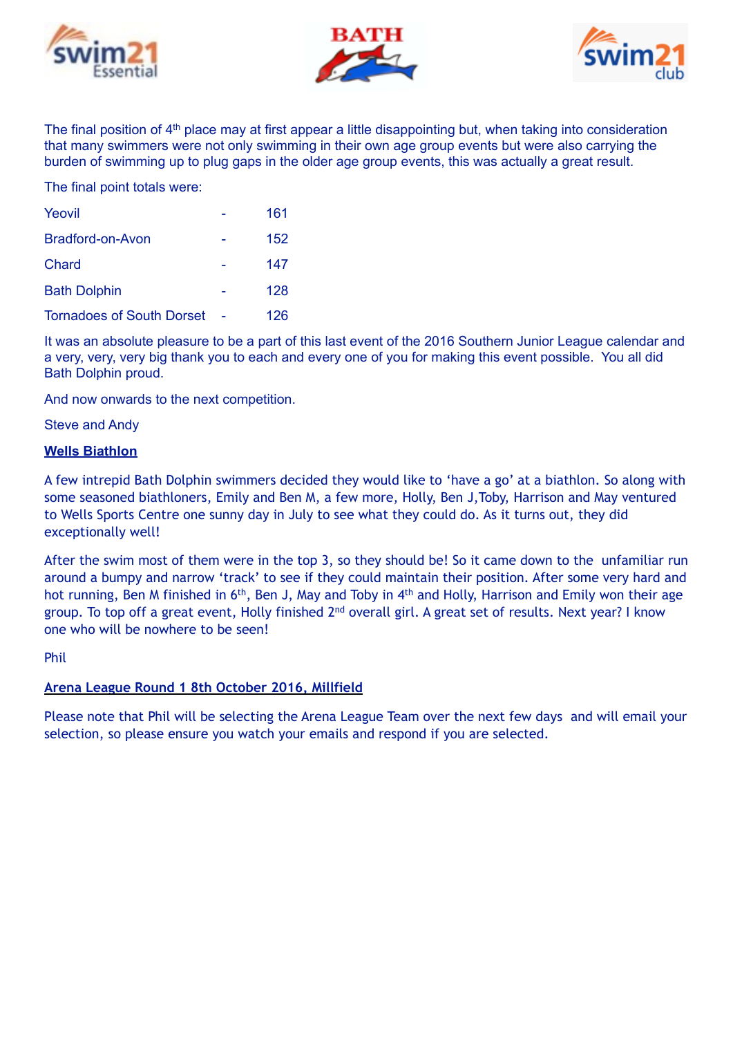The final position of 4th place may at first appear a little disappointing but, when taking into consideration that many swimmers were not only swimming in their own age group events but were also carrying the burden of swimming up to plug gaps in the older age group events, this was actually a great result.

The final point totals were:

| | | |
|---|---|---|
| Yeovil | - | 161 |
| Bradford-on-Avon | - | 152 |
| Chard | - | 147 |
| Bath Dolphin | - | 128 |
| Tornadoes of South Dorset | - | 126 |

It was an absolute pleasure to be a part of this last event of the 2016 Southern Junior League calendar and a very, very, very big thank you to each and every one of you for making this event possible. You all did Bath Dolphin proud.

And now onwards to the next competition.

Steve and Andy

**Wells Biathlon**

A few intrepid Bath Dolphin swimmers decided they would like to 'have a go' at a biathlon. So along with some seasoned biathloners, Emily and Ben M, a few more, Holly, Ben J,Toby, Harrison and May ventured to Wells Sports Centre one sunny day in July to see what they could do. As it turns out, they did exceptionally well!

After the swim most of them were in the top 3, so they should be! So it came down to the unfamiliar run around a bumpy and narrow 'track' to see if they could maintain their position. After some very hard and hot running, Ben M finished in 6th, Ben J, May and Toby in 4th and Holly, Harrison and Emily won their age group. To top off a great event, Holly finished 2nd overall girl. A great set of results. Next year? I know one who will be nowhere to be seen!

Phil

**Arena League Round 1 8th October 2016, Millfield**

Please note that Phil will be selecting the Arena League Team over the next few days and will email your selection, so please ensure you watch your emails and respond if you are selected.